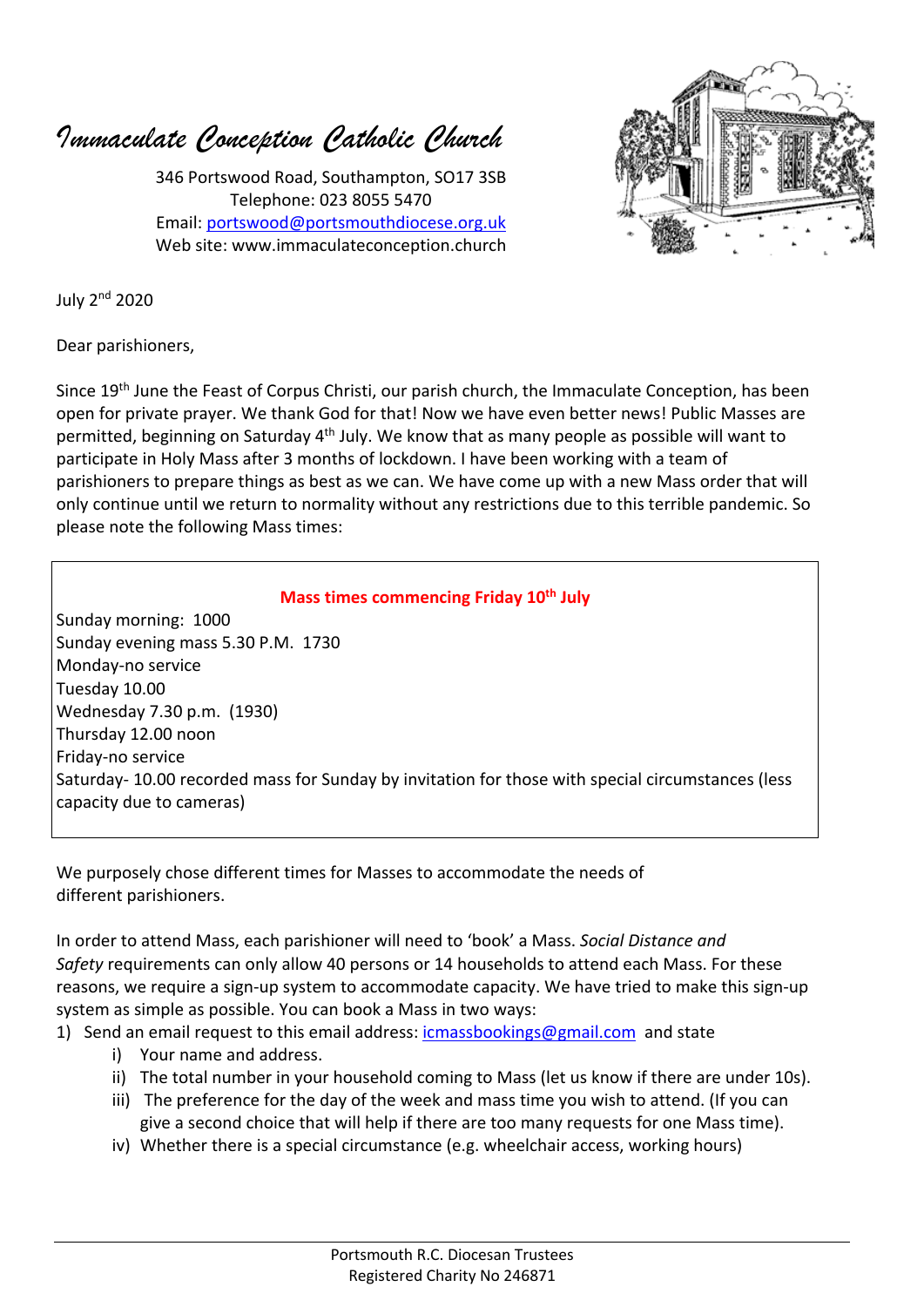# *Immaculate Conception Catholic Church*

346 Portswood Road, Southampton, SO17 3SB
Telephone: 023 8055 5470
Email: portswood@portsmouthdiocese.org.uk
Web site: www.immaculateconception.church

July 2nd 2020

Dear parishioners,

Since 19th June the Feast of Corpus Christi, our parish church, the Immaculate Conception, has been open for private prayer. We thank God for that! Now we have even better news! Public Masses are permitted, beginning on Saturday 4th July. We know that as many people as possible will want to participate in Holy Mass after 3 months of lockdown. I have been working with a team of parishioners to prepare things as best as we can. We have come up with a new Mass order that will only continue until we return to normality without any restrictions due to this terrible pandemic. So please note the following Mass times:

**Mass times commencing Friday 10th July**

Sunday morning: 1000
Sunday evening mass 5.30 P.M. 1730
Monday-no service
Tuesday 10.00
Wednesday 7.30 p.m. (1930)
Thursday 12.00 noon
Friday-no service
Saturday- 10.00 recorded mass for Sunday by invitation for those with special circumstances (less capacity due to cameras)

We purposely chose different times for Masses to accommodate the needs of different parishioners.

In order to attend Mass, each parishioner will need to 'book' a Mass. *Social Distance and Safety* requirements can only allow 40 persons or 14 households to attend each Mass. For these reasons, we require a sign-up system to accommodate capacity. We have tried to make this sign-up system as simple as possible. You can book a Mass in two ways:

1) Send an email request to this email address: icmassbookings@gmail.com and state
   i) Your name and address.
   ii) The total number in your household coming to Mass (let us know if there are under 10s).
   iii) The preference for the day of the week and mass time you wish to attend. (If you can give a second choice that will help if there are too many requests for one Mass time).
   iv) Whether there is a special circumstance (e.g. wheelchair access, working hours)

Portsmouth R.C. Diocesan Trustees
Registered Charity No 246871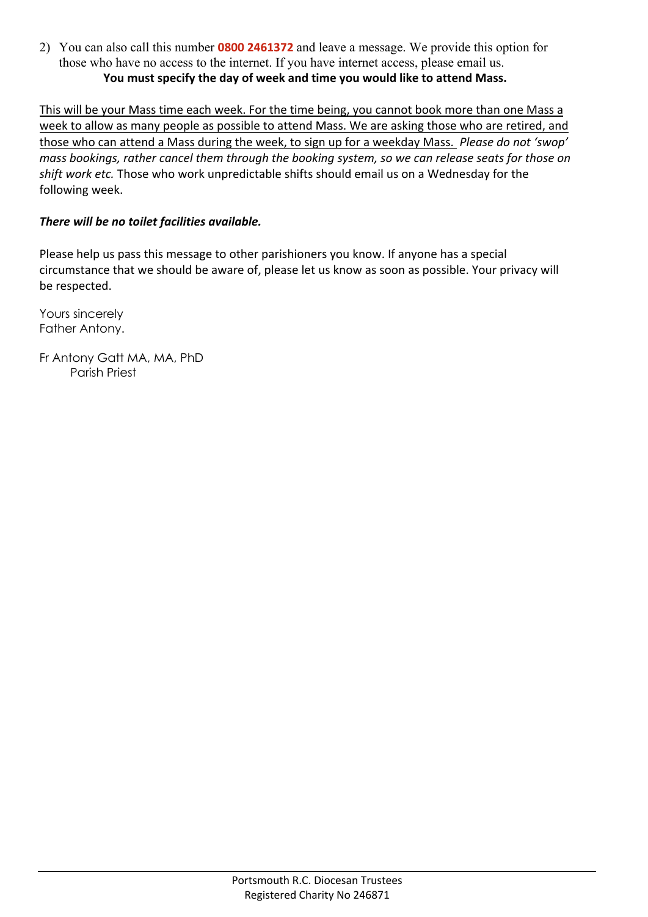2) You can also call this number **0800 2461372** and leave a message. We provide this option for those who have no access to the internet. If you have internet access, please email us.
   **You must specify the day of week and time you would like to attend Mass.**

This will be your Mass time each week. For the time being, you cannot book more than one Mass a week to allow as many people as possible to attend Mass. We are asking those who are retired, and those who can attend a Mass during the week, to sign up for a weekday Mass. *Please do not 'swop' mass bookings, rather cancel them through the booking system, so we can release seats for those on shift work etc.* Those who work unpredictable shifts should email us on a Wednesday for the following week.

***There will be no toilet facilities available.***

Please help us pass this message to other parishioners you know. If anyone has a special circumstance that we should be aware of, please let us know as soon as possible. Your privacy will be respected.

Yours sincerely
Father Antony.

Fr Antony Gatt MA, MA, PhD
Parish Priest

Portsmouth R.C. Diocesan Trustees
Registered Charity No 246871